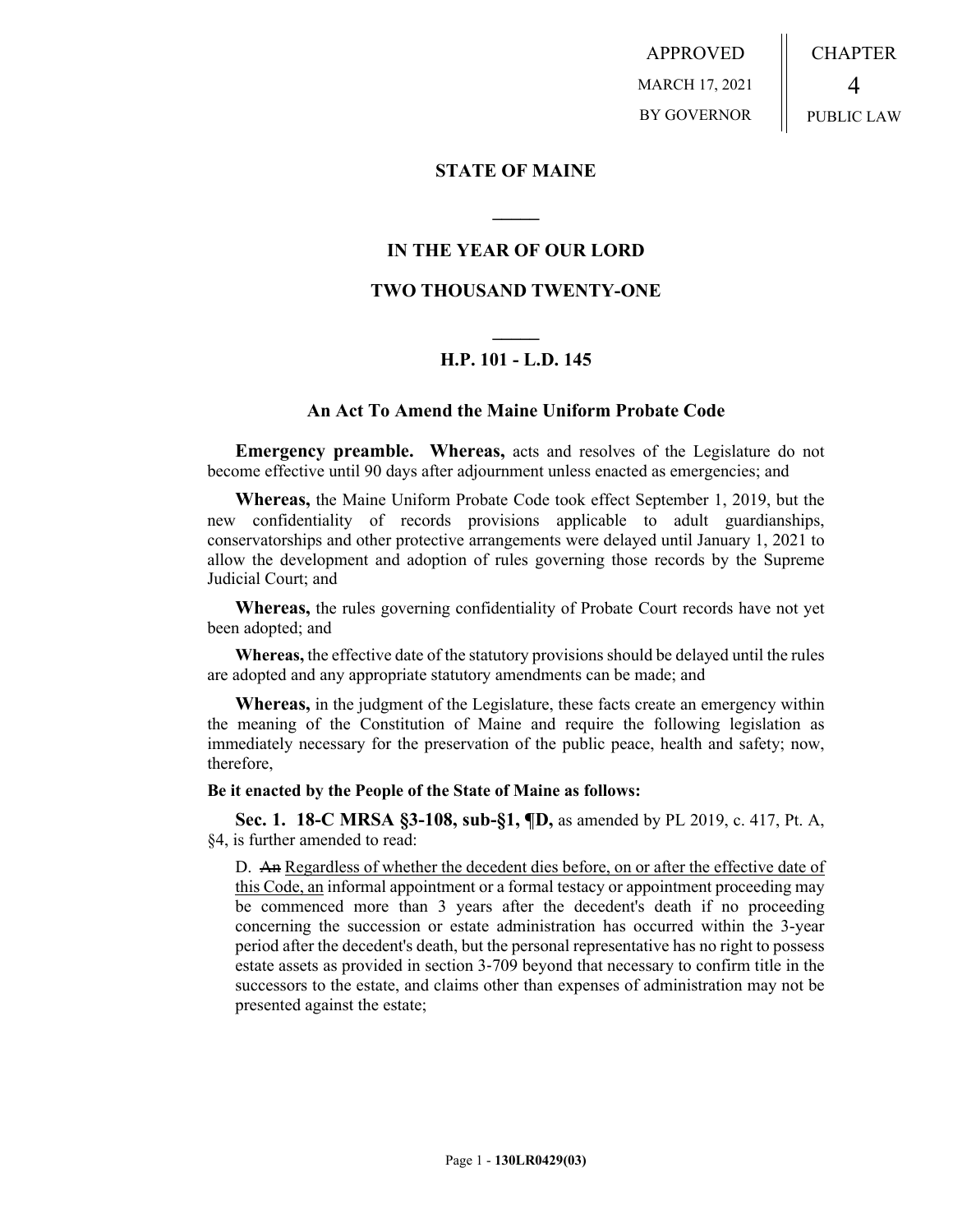APPROVED
MARCH 17, 2021
BY GOVERNOR

CHAPTER
4
PUBLIC LAW

## STATE OF MAINE

## IN THE YEAR OF OUR LORD

## TWO THOUSAND TWENTY-ONE

## H.P. 101 - L.D. 145

### An Act To Amend the Maine Uniform Probate Code

**Emergency preamble. Whereas,** acts and resolves of the Legislature do not become effective until 90 days after adjournment unless enacted as emergencies; and

**Whereas,** the Maine Uniform Probate Code took effect September 1, 2019, but the new confidentiality of records provisions applicable to adult guardianships, conservatorships and other protective arrangements were delayed until January 1, 2021 to allow the development and adoption of rules governing those records by the Supreme Judicial Court; and

**Whereas,** the rules governing confidentiality of Probate Court records have not yet been adopted; and

**Whereas,** the effective date of the statutory provisions should be delayed until the rules are adopted and any appropriate statutory amendments can be made; and

**Whereas,** in the judgment of the Legislature, these facts create an emergency within the meaning of the Constitution of Maine and require the following legislation as immediately necessary for the preservation of the public peace, health and safety; now, therefore,

**Be it enacted by the People of the State of Maine as follows:**

**Sec. 1. 18-C MRSA §3-108, sub-§1, ¶D,** as amended by PL 2019, c. 417, Pt. A, §4, is further amended to read:

D. ~~An~~ Regardless of whether the decedent dies before, on or after the effective date of this Code, an informal appointment or a formal testacy or appointment proceeding may be commenced more than 3 years after the decedent's death if no proceeding concerning the succession or estate administration has occurred within the 3-year period after the decedent's death, but the personal representative has no right to possess estate assets as provided in section 3-709 beyond that necessary to confirm title in the successors to the estate, and claims other than expenses of administration may not be presented against the estate;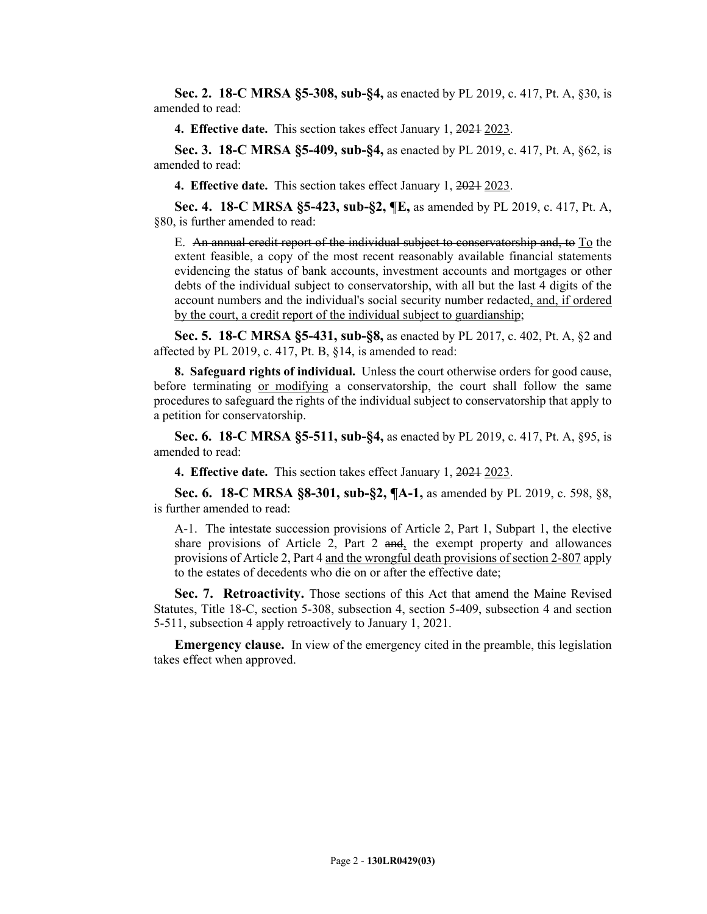**Sec. 2. 18-C MRSA §5-308, sub-§4,** as enacted by PL 2019, c. 417, Pt. A, §30, is amended to read:

**4. Effective date.** This section takes effect January 1, ~~2021~~ <ins>2023</ins>.

**Sec. 3. 18-C MRSA §5-409, sub-§4,** as enacted by PL 2019, c. 417, Pt. A, §62, is amended to read:

**4. Effective date.** This section takes effect January 1, ~~2021~~ <ins>2023</ins>.

**Sec. 4. 18-C MRSA §5-423, sub-§2, ¶E,** as amended by PL 2019, c. 417, Pt. A, §80, is further amended to read:

E. ~~An annual credit report of the individual subject to conservatorship and, to~~ <ins>To</ins> the extent feasible, a copy of the most recent reasonably available financial statements evidencing the status of bank accounts, investment accounts and mortgages or other debts of the individual subject to conservatorship, with all but the last 4 digits of the account numbers and the individual's social security number redacted<ins>, and, if ordered by the court, a credit report of the individual subject to guardianship</ins>;

**Sec. 5. 18-C MRSA §5-431, sub-§8,** as enacted by PL 2017, c. 402, Pt. A, §2 and affected by PL 2019, c. 417, Pt. B, §14, is amended to read:

**8. Safeguard rights of individual.** Unless the court otherwise orders for good cause, before terminating <ins>or modifying</ins> a conservatorship, the court shall follow the same procedures to safeguard the rights of the individual subject to conservatorship that apply to a petition for conservatorship.

**Sec. 6. 18-C MRSA §5-511, sub-§4,** as enacted by PL 2019, c. 417, Pt. A, §95, is amended to read:

**4. Effective date.** This section takes effect January 1, ~~2021~~ <ins>2023</ins>.

**Sec. 6. 18-C MRSA §8-301, sub-§2, ¶A-1,** as amended by PL 2019, c. 598, §8, is further amended to read:

A-1. The intestate succession provisions of Article 2, Part 1, Subpart 1, the elective share provisions of Article 2, Part 2 ~~and~~<ins>,</ins> the exempt property and allowances provisions of Article 2, Part 4 <ins>and the wrongful death provisions of section 2-807</ins> apply to the estates of decedents who die on or after the effective date;

**Sec. 7. Retroactivity.** Those sections of this Act that amend the Maine Revised Statutes, Title 18-C, section 5-308, subsection 4, section 5-409, subsection 4 and section 5-511, subsection 4 apply retroactively to January 1, 2021.

**Emergency clause.** In view of the emergency cited in the preamble, this legislation takes effect when approved.